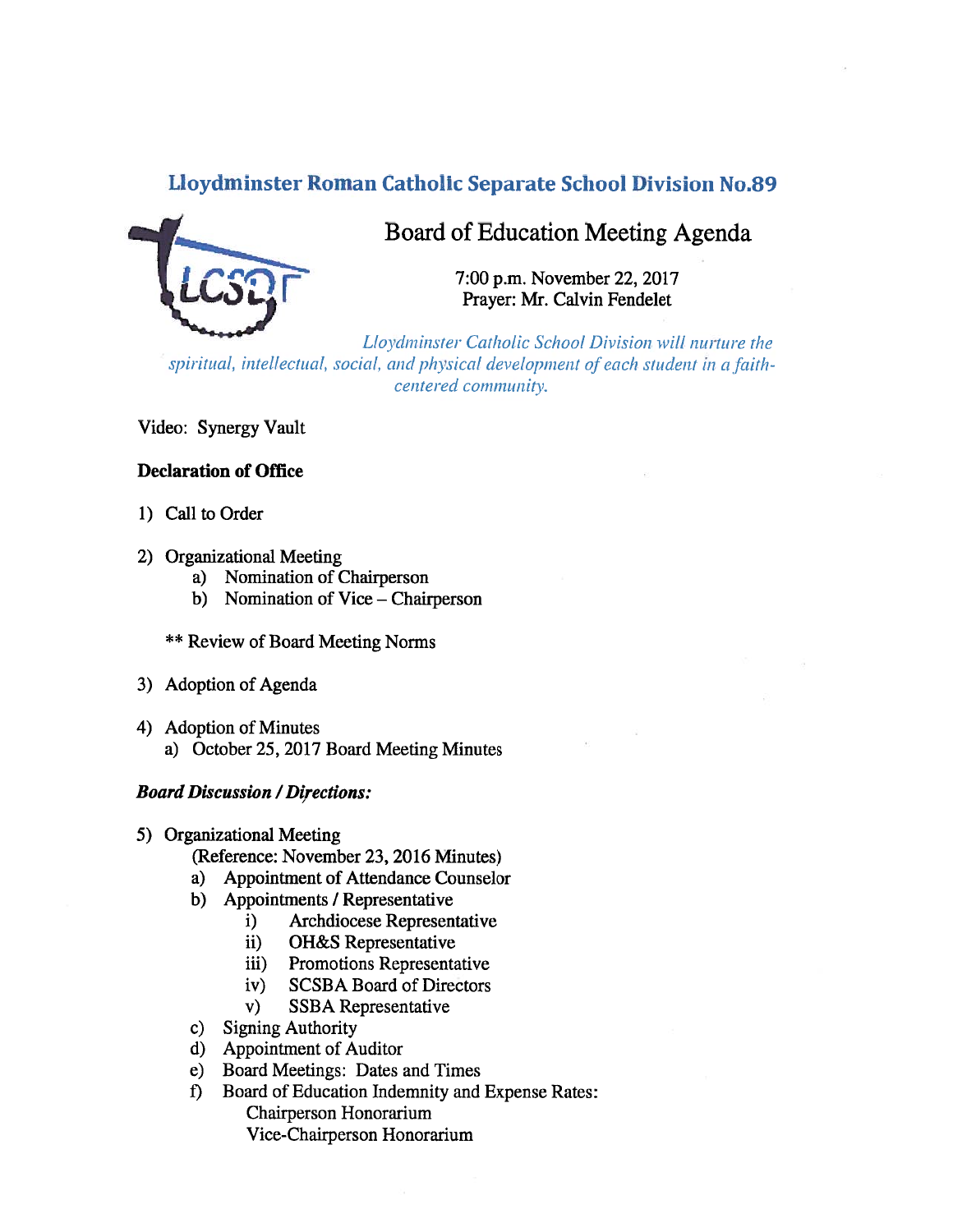# Lloydminster Roman Catholic Separate School Division No.89

## Board of Education Meeting Agenda

7:00 p.m. November 22, 2017
Prayer: Mr. Calvin Fendelet

*Lloydminster Catholic School Division will nurture the spiritual, intellectual, social, and physical development of each student in a faith-centered community.*

Video: Synergy Vault

**Declaration of Office**

1) Call to Order

2) Organizational Meeting
   a) Nomination of Chairperson
   b) Nomination of Vice – Chairperson

   ** Review of Board Meeting Norms

3) Adoption of Agenda

4) Adoption of Minutes
   a) October 25, 2017 Board Meeting Minutes

***Board Discussion / Directions:***

5) Organizational Meeting
   (Reference: November 23, 2016 Minutes)
   a) Appointment of Attendance Counselor
   b) Appointments / Representative
      i) Archdiocese Representative
      ii) OH&S Representative
      iii) Promotions Representative
      iv) SCSBA Board of Directors
      v) SSBA Representative
   c) Signing Authority
   d) Appointment of Auditor
   e) Board Meetings: Dates and Times
   f) Board of Education Indemnity and Expense Rates:
      Chairperson Honorarium
      Vice-Chairperson Honorarium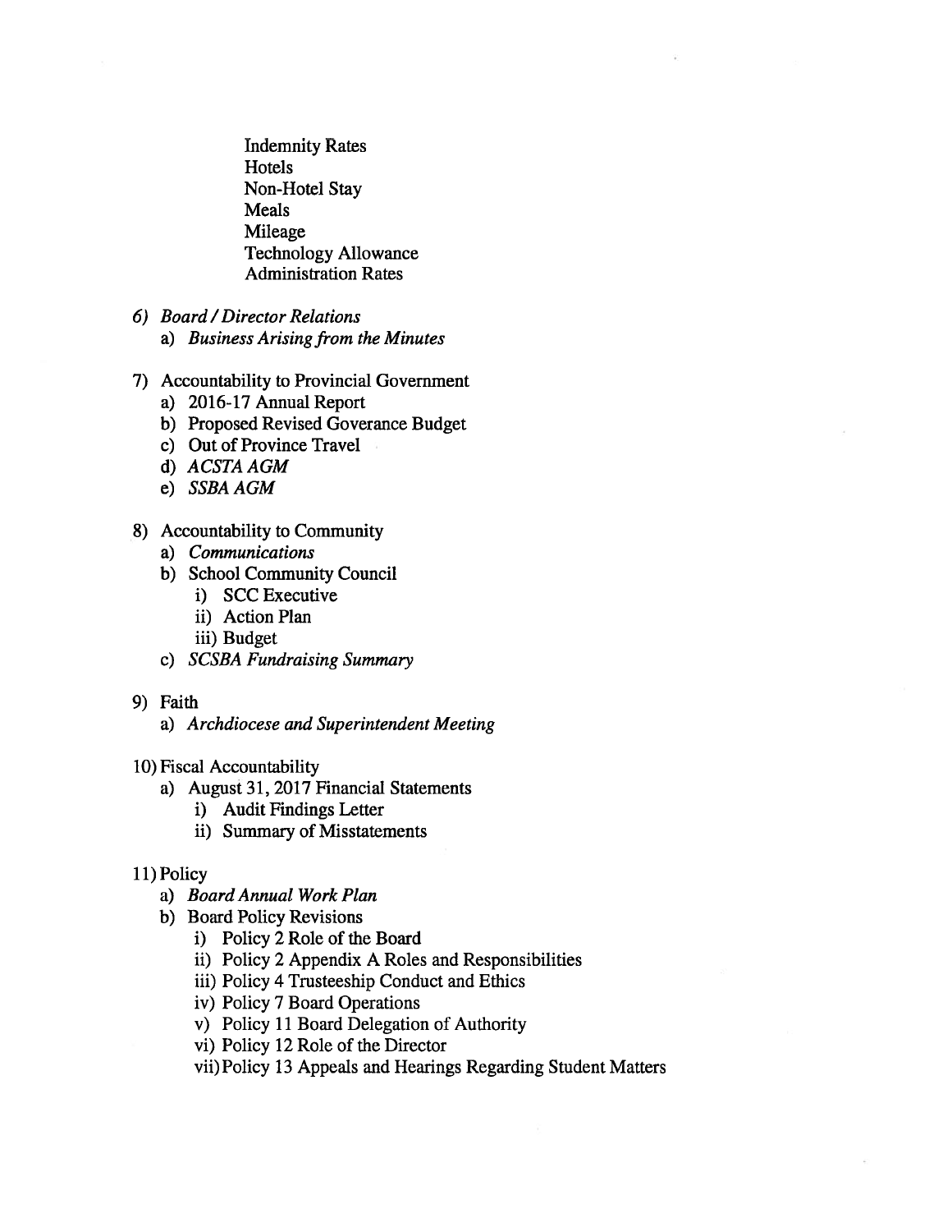- Indemnity Rates
- Hotels
- Non-Hotel Stay
- Meals
- Mileage
- Technology Allowance
- Administration Rates

6) *Board / Director Relations*
   a) *Business Arising from the Minutes*

7) Accountability to Provincial Government
   a) 2016-17 Annual Report
   b) Proposed Revised Goverance Budget
   c) Out of Province Travel
   d) *ACSTA AGM*
   e) *SSBA AGM*

8) Accountability to Community
   a) *Communications*
   b) School Community Council
      i) SCC Executive
      ii) Action Plan
      iii) Budget
   c) *SCSBA Fundraising Summary*

9) Faith
   a) *Archdiocese and Superintendent Meeting*

10) Fiscal Accountability
    a) August 31, 2017 Financial Statements
       i) Audit Findings Letter
       ii) Summary of Misstatements

11) Policy
    a) *Board Annual Work Plan*
    b) Board Policy Revisions
       i) Policy 2 Role of the Board
       ii) Policy 2 Appendix A Roles and Responsibilities
       iii) Policy 4 Trusteeship Conduct and Ethics
       iv) Policy 7 Board Operations
       v) Policy 11 Board Delegation of Authority
       vi) Policy 12 Role of the Director
       vii) Policy 13 Appeals and Hearings Regarding Student Matters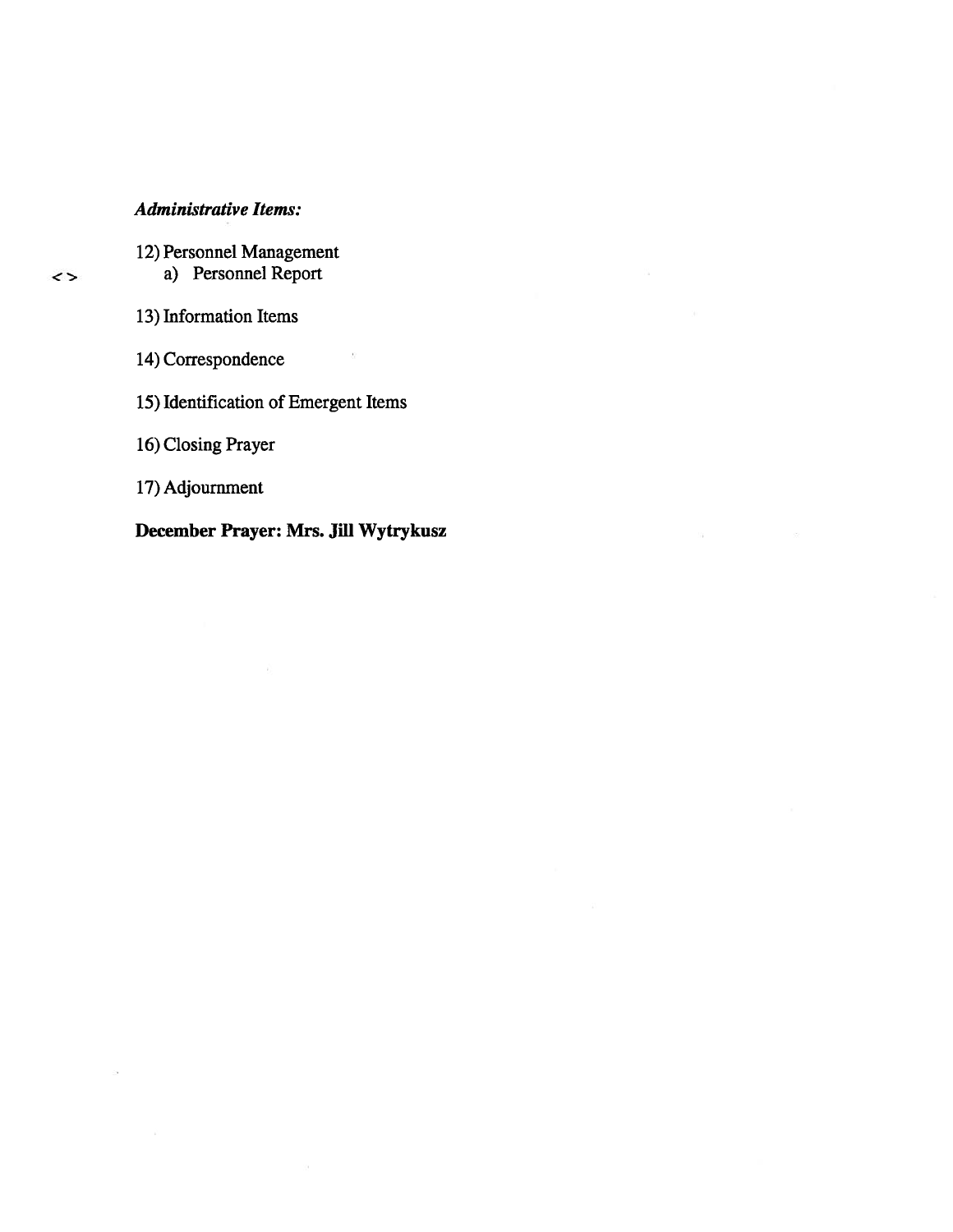*Administrative Items:*

12) Personnel Management

<> a) Personnel Report

13) Information Items

14) Correspondence

15) Identification of Emergent Items

16) Closing Prayer

17) Adjournment

**December Prayer: Mrs. Jill Wytrykusz**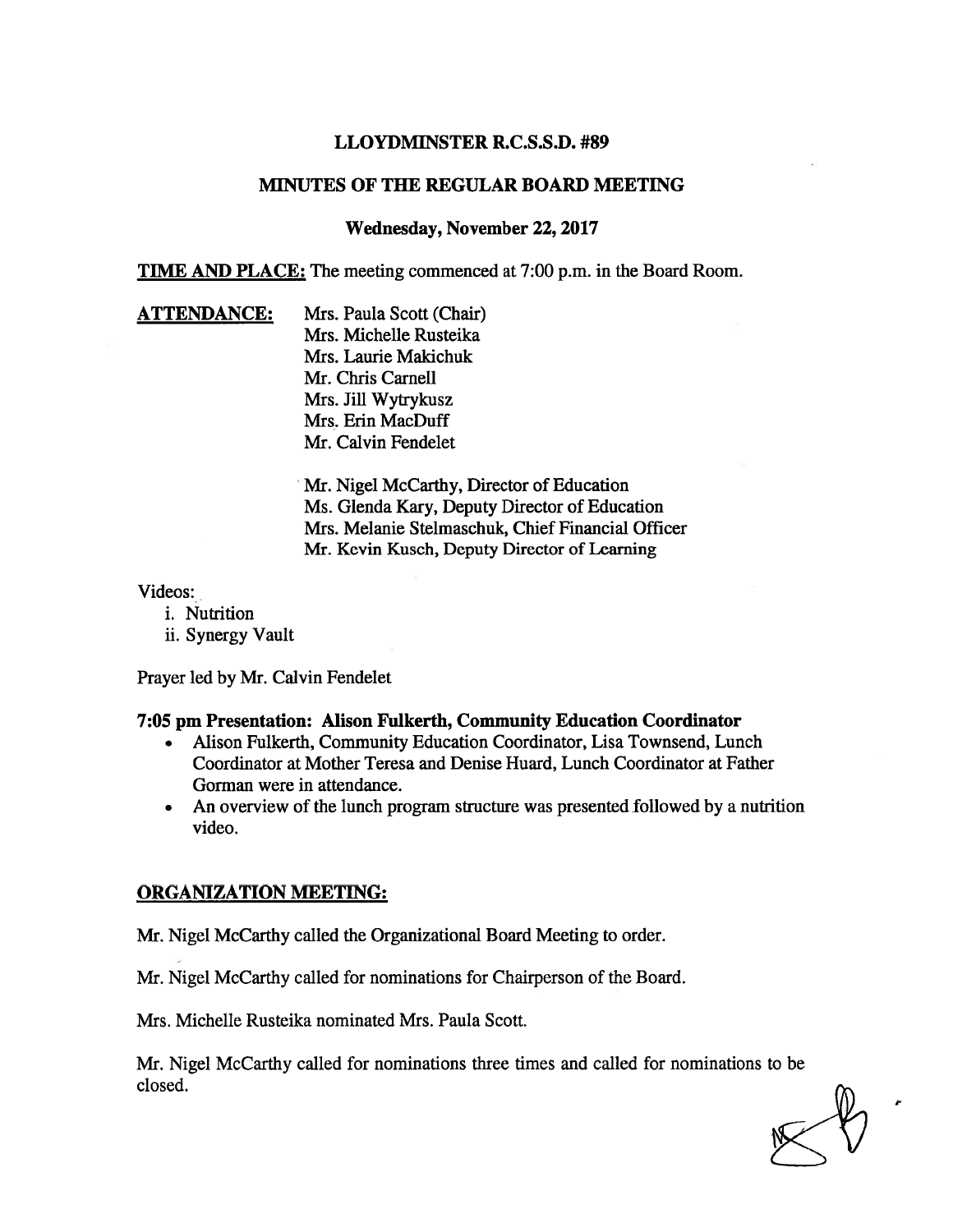## LLOYDMINSTER R.C.S.S.D. #89

## MINUTES OF THE REGULAR BOARD MEETING

### Wednesday, November 22, 2017

**TIME AND PLACE:** The meeting commenced at 7:00 p.m. in the Board Room.

**ATTENDANCE:**

Mrs. Paula Scott (Chair)
Mrs. Michelle Rusteika
Mrs. Laurie Makichuk
Mr. Chris Carnell
Mrs. Jill Wytrykusz
Mrs. Erin MacDuff
Mr. Calvin Fendelet

Mr. Nigel McCarthy, Director of Education
Ms. Glenda Kary, Deputy Director of Education
Mrs. Melanie Stelmaschuk, Chief Financial Officer
Mr. Kevin Kusch, Deputy Director of Learning

Videos:

i. Nutrition
ii. Synergy Vault

Prayer led by Mr. Calvin Fendelet

**7:05 pm Presentation: Alison Fulkerth, Community Education Coordinator**

- Alison Fulkerth, Community Education Coordinator, Lisa Townsend, Lunch Coordinator at Mother Teresa and Denise Huard, Lunch Coordinator at Father Gorman were in attendance.
- An overview of the lunch program structure was presented followed by a nutrition video.

## ORGANIZATION MEETING:

Mr. Nigel McCarthy called the Organizational Board Meeting to order.

Mr. Nigel McCarthy called for nominations for Chairperson of the Board.

Mrs. Michelle Rusteika nominated Mrs. Paula Scott.

Mr. Nigel McCarthy called for nominations three times and called for nominations to be closed.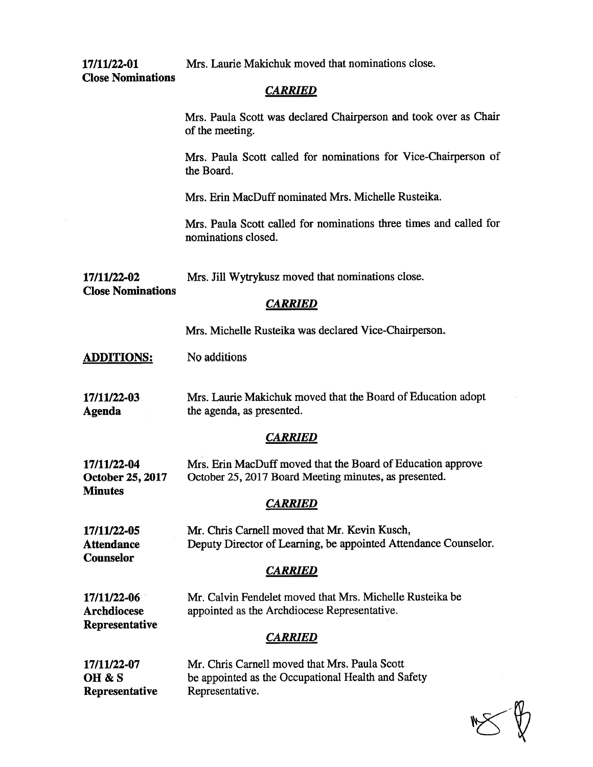**17/11/22-01**
**Close Nominations**

Mrs. Laurie Makichuk moved that nominations close.

***CARRIED***

Mrs. Paula Scott was declared Chairperson and took over as Chair of the meeting.

Mrs. Paula Scott called for nominations for Vice-Chairperson of the Board.

Mrs. Erin MacDuff nominated Mrs. Michelle Rusteika.

Mrs. Paula Scott called for nominations three times and called for nominations closed.

**17/11/22-02**
**Close Nominations**

Mrs. Jill Wytrykusz moved that nominations close.

***CARRIED***

Mrs. Michelle Rusteika was declared Vice-Chairperson.

**ADDITIONS:** No additions

**17/11/22-03**
**Agenda**

Mrs. Laurie Makichuk moved that the Board of Education adopt the agenda, as presented.

***CARRIED***

**17/11/22-04**
**October 25, 2017 Minutes**

Mrs. Erin MacDuff moved that the Board of Education approve October 25, 2017 Board Meeting minutes, as presented.

***CARRIED***

**17/11/22-05**
**Attendance Counselor**

Mr. Chris Carnell moved that Mr. Kevin Kusch, Deputy Director of Learning, be appointed Attendance Counselor.

***CARRIED***

**17/11/22-06**
**Archdiocese Representative**

Mr. Calvin Fendelet moved that Mrs. Michelle Rusteika be appointed as the Archdiocese Representative.

***CARRIED***

**17/11/22-07**
**OH & S Representative**

Mr. Chris Carnell moved that Mrs. Paula Scott be appointed as the Occupational Health and Safety Representative.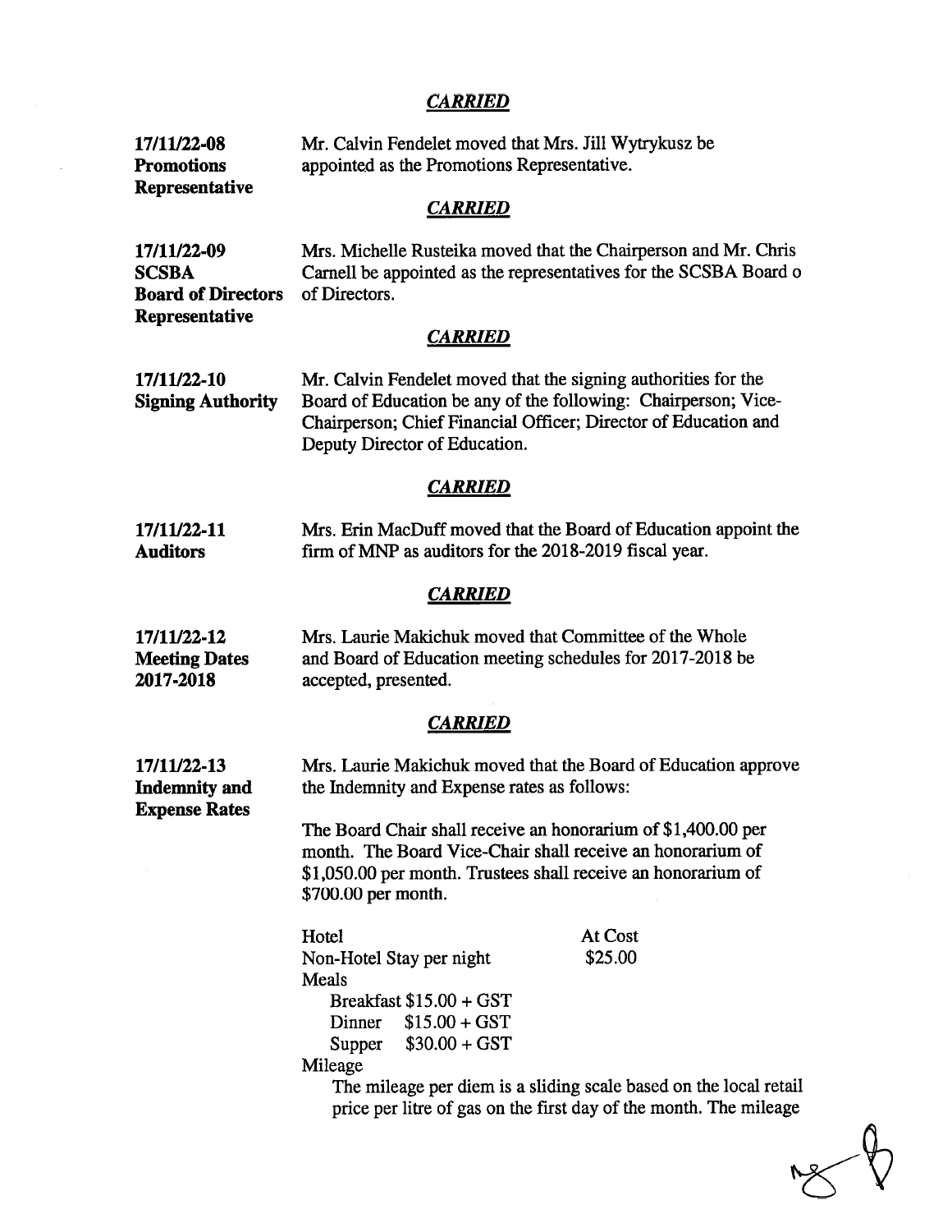***CARRIED***

**17/11/22-08**
**Promotions Representative**

Mr. Calvin Fendelet moved that Mrs. Jill Wytrykusz be appointed as the Promotions Representative.

***CARRIED***

**17/11/22-09**
**SCSBA Board of Directors Representative**

Mrs. Michelle Rusteika moved that the Chairperson and Mr. Chris Carnell be appointed as the representatives for the SCSBA Board o of Directors.

***CARRIED***

**17/11/22-10**
**Signing Authority**

Mr. Calvin Fendelet moved that the signing authorities for the Board of Education be any of the following: Chairperson; Vice-Chairperson; Chief Financial Officer; Director of Education and Deputy Director of Education.

***CARRIED***

**17/11/22-11**
**Auditors**

Mrs. Erin MacDuff moved that the Board of Education appoint the firm of MNP as auditors for the 2018-2019 fiscal year.

***CARRIED***

**17/11/22-12**
**Meeting Dates 2017-2018**

Mrs. Laurie Makichuk moved that Committee of the Whole and Board of Education meeting schedules for 2017-2018 be accepted, presented.

***CARRIED***

**17/11/22-13**
**Indemnity and Expense Rates**

Mrs. Laurie Makichuk moved that the Board of Education approve the Indemnity and Expense rates as follows:

The Board Chair shall receive an honorarium of $1,400.00 per month. The Board Vice-Chair shall receive an honorarium of $1,050.00 per month. Trustees shall receive an honorarium of $700.00 per month.

Hotel — At Cost
Non-Hotel Stay per night — $25.00
Meals
- Breakfast $15.00 + GST
- Dinner $15.00 + GST
- Supper $30.00 + GST

Mileage

The mileage per diem is a sliding scale based on the local retail price per litre of gas on the first day of the month. The mileage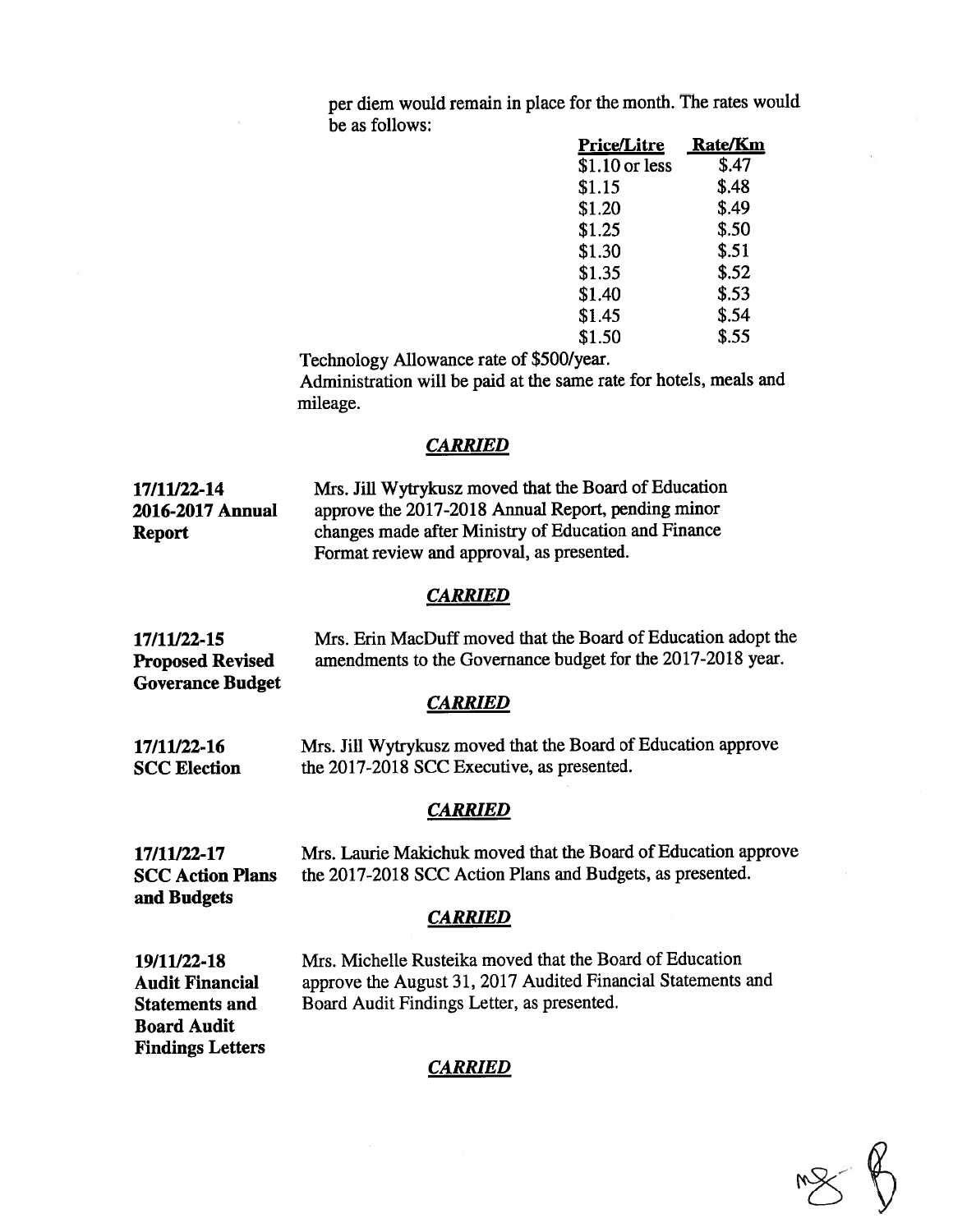per diem would remain in place for the month. The rates would be as follows:

| Price/Litre | Rate/Km |
|---|---|
| $1.10 or less | $.47 |
| $1.15 | $.48 |
| $1.20 | $.49 |
| $1.25 | $.50 |
| $1.30 | $.51 |
| $1.35 | $.52 |
| $1.40 | $.53 |
| $1.45 | $.54 |
| $1.50 | $.55 |

Technology Allowance rate of $500/year.
Administration will be paid at the same rate for hotels, meals and mileage.

***CARRIED***

**17/11/22-14**
**2016-2017 Annual Report**

Mrs. Jill Wytrykusz moved that the Board of Education approve the 2017-2018 Annual Report, pending minor changes made after Ministry of Education and Finance Format review and approval, as presented.

***CARRIED***

**17/11/22-15**
**Proposed Revised Goverance Budget**

Mrs. Erin MacDuff moved that the Board of Education adopt the amendments to the Governance budget for the 2017-2018 year.

***CARRIED***

**17/11/22-16**
**SCC Election**

Mrs. Jill Wytrykusz moved that the Board of Education approve the 2017-2018 SCC Executive, as presented.

***CARRIED***

**17/11/22-17**
**SCC Action Plans and Budgets**

Mrs. Laurie Makichuk moved that the Board of Education approve the 2017-2018 SCC Action Plans and Budgets, as presented.

***CARRIED***

**19/11/22-18**
**Audit Financial Statements and Board Audit Findings Letters**

Mrs. Michelle Rusteika moved that the Board of Education approve the August 31, 2017 Audited Financial Statements and Board Audit Findings Letter, as presented.

***CARRIED***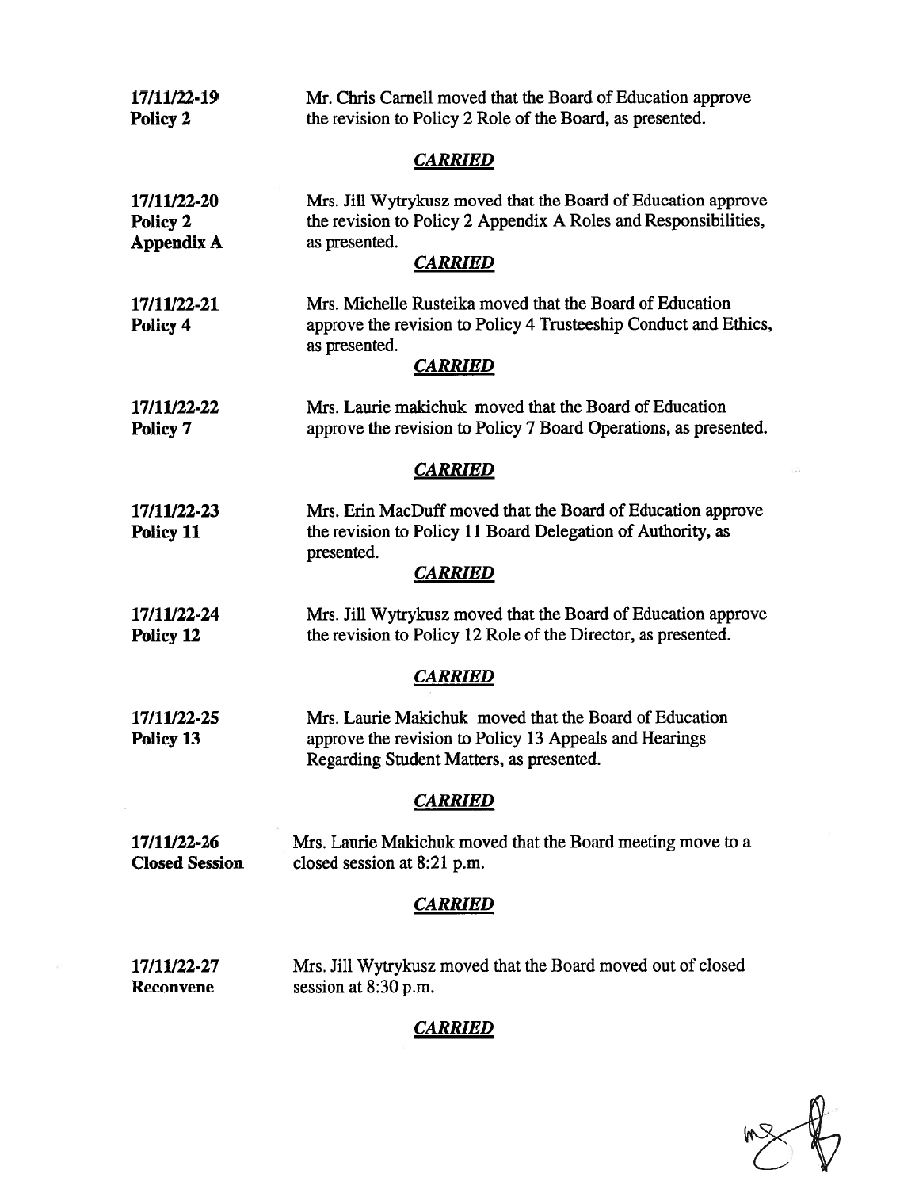**17/11/22-19**
**Policy 2**

Mr. Chris Carnell moved that the Board of Education approve the revision to Policy 2 Role of the Board, as presented.

***CARRIED***

**17/11/22-20**
**Policy 2**
**Appendix A**

Mrs. Jill Wytrykusz moved that the Board of Education approve the revision to Policy 2 Appendix A Roles and Responsibilities, as presented.

***CARRIED***

**17/11/22-21**
**Policy 4**

Mrs. Michelle Rusteika moved that the Board of Education approve the revision to Policy 4 Trusteeship Conduct and Ethics, as presented.

***CARRIED***

**17/11/22-22**
**Policy 7**

Mrs. Laurie makichuk moved that the Board of Education approve the revision to Policy 7 Board Operations, as presented.

***CARRIED***

**17/11/22-23**
**Policy 11**

Mrs. Erin MacDuff moved that the Board of Education approve the revision to Policy 11 Board Delegation of Authority, as presented.

***CARRIED***

**17/11/22-24**
**Policy 12**

Mrs. Jill Wytrykusz moved that the Board of Education approve the revision to Policy 12 Role of the Director, as presented.

***CARRIED***

**17/11/22-25**
**Policy 13**

Mrs. Laurie Makichuk moved that the Board of Education approve the revision to Policy 13 Appeals and Hearings Regarding Student Matters, as presented.

***CARRIED***

**17/11/22-26**
**Closed Session**

Mrs. Laurie Makichuk moved that the Board meeting move to a closed session at 8:21 p.m.

***CARRIED***

**17/11/22-27**
**Reconvene**

Mrs. Jill Wytrykusz moved that the Board moved out of closed session at 8:30 p.m.

***CARRIED***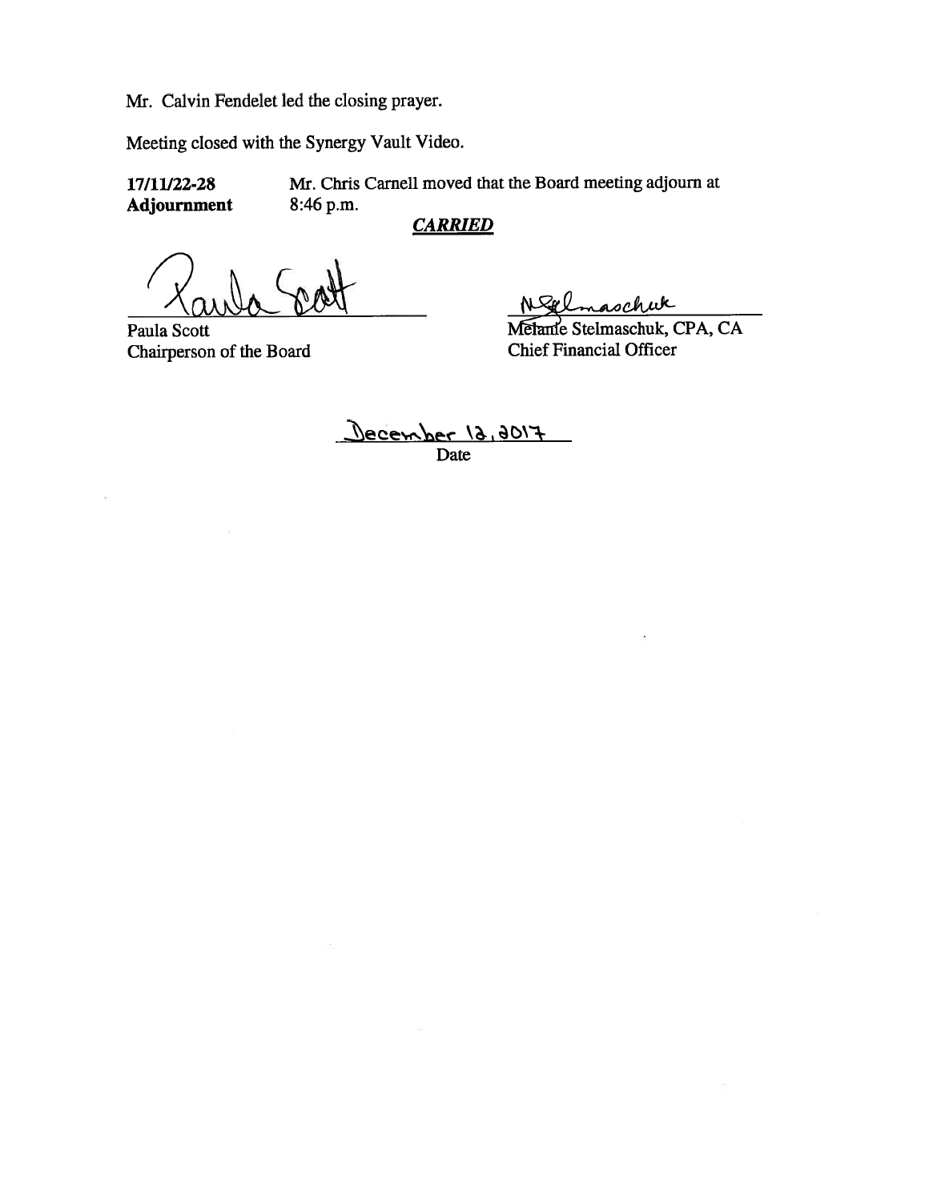Mr. Calvin Fendelet led the closing prayer.

Meeting closed with the Synergy Vault Video.

**17/11/22-28**
**Adjournment**

Mr. Chris Carnell moved that the Board meeting adjourn at 8:46 p.m.

***CARRIED***

Paula Scott
Chairperson of the Board

Melanie Stelmaschuk, CPA, CA
Chief Financial Officer

December 12, 2017
Date